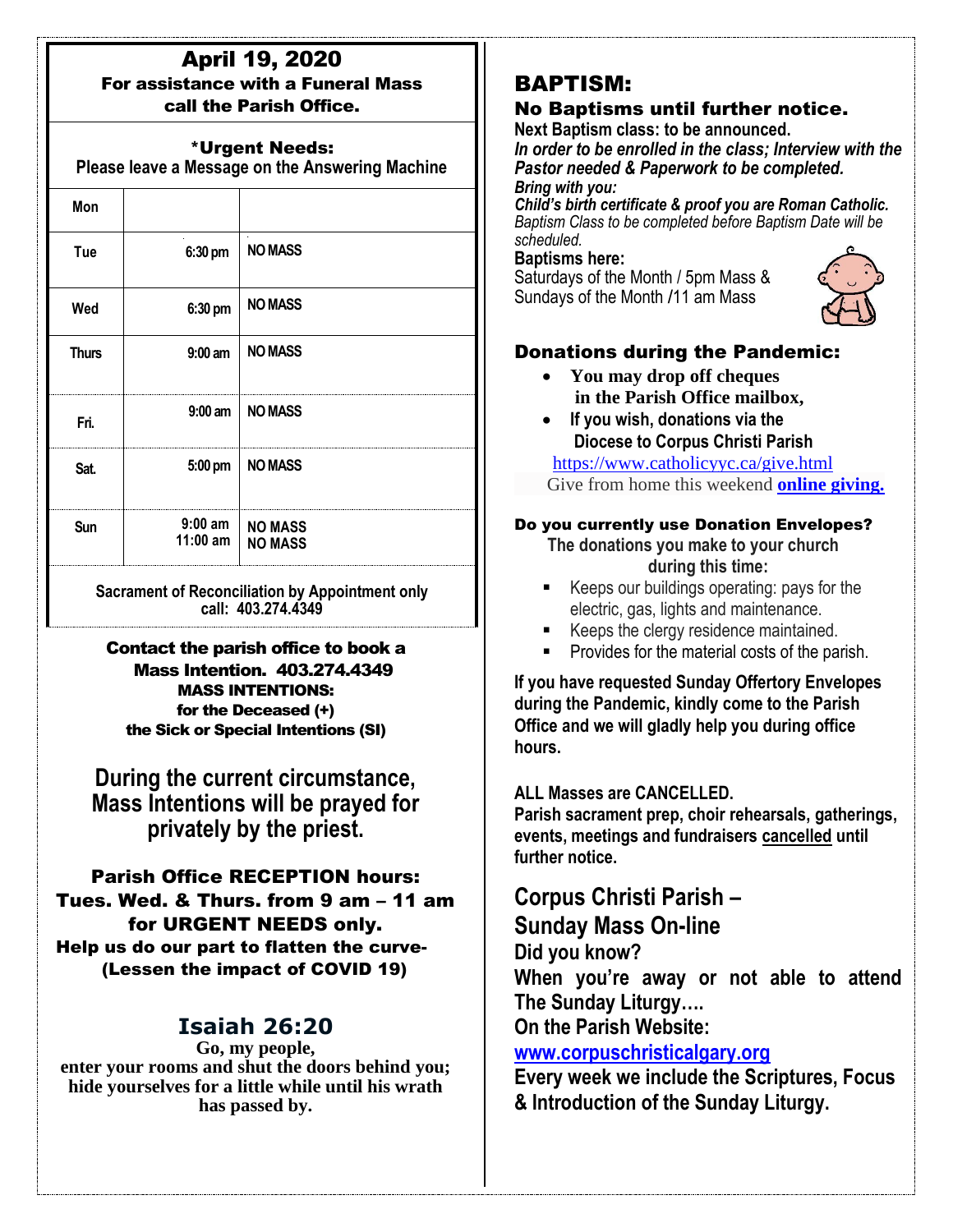# April 19, 2020

**For assistance with a Funeral Mass call the Parish Office.**

**\*Urgent Needs:**
**Please leave a Message on the Answering Machine**

| Day | Time | |
|---|---|---|
| Mon | | |
| Tue | 6:30 pm | NO MASS |
| Wed | 6:30 pm | NO MASS |
| Thurs | 9:00 am | NO MASS |
| Fri. | 9:00 am | NO MASS |
| Sat. | 5:00 pm | NO MASS |
| Sun | 9:00 am<br>11:00 am | NO MASS<br>NO MASS |

**Sacrament of Reconciliation by Appointment only call: 403.274.4349**

**Contact the parish office to book a Mass Intention. 403.274.4349**
**MASS INTENTIONS:**
**for the Deceased (+)**
**the Sick or Special Intentions (SI)**

## During the current circumstance, Mass Intentions will be prayed for privately by the priest.

**Parish Office RECEPTION hours:**
**Tues. Wed. & Thurs. from 9 am – 11 am for URGENT NEEDS only.**
**Help us do our part to flatten the curve- (Lessen the impact of COVID 19)**

## Isaiah 26:20

**Go, my people,**
**enter your rooms and shut the doors behind you;**
**hide yourselves for a little while until his wrath has passed by.**

## BAPTISM:

### No Baptisms until further notice.

**Next Baptism class: to be announced.**
***In order to be enrolled in the class; Interview with the Pastor needed & Paperwork to be completed.***
***Bring with you:***
***Child's birth certificate & proof you are Roman Catholic.***
*Baptism Class to be completed before Baptism Date will be scheduled.*
**Baptisms here:**
Saturdays of the Month / 5pm Mass &
Sundays of the Month /11 am Mass

### Donations during the Pandemic:

- **You may drop off cheques in the Parish Office mailbox,**
- **If you wish, donations via the Diocese to Corpus Christi Parish**

https://www.catholicyyc.ca/give.html
Give from home this weekend **online giving.**

**Do you currently use Donation Envelopes?**
**The donations you make to your church during this time:**

- Keeps our buildings operating: pays for the electric, gas, lights and maintenance.
- Keeps the clergy residence maintained.
- Provides for the material costs of the parish.

**If you have requested Sunday Offertory Envelopes during the Pandemic, kindly come to the Parish Office and we will gladly help you during office hours.**

**ALL Masses are CANCELLED.**
**Parish sacrament prep, choir rehearsals, gatherings, events, meetings and fundraisers cancelled until further notice.**

## Corpus Christi Parish – Sunday Mass On-line

**Did you know?**
**When you're away or not able to attend The Sunday Liturgy….**
**On the Parish Website:**
**www.corpuschristicalgary.org**
**Every week we include the Scriptures, Focus & Introduction of the Sunday Liturgy.**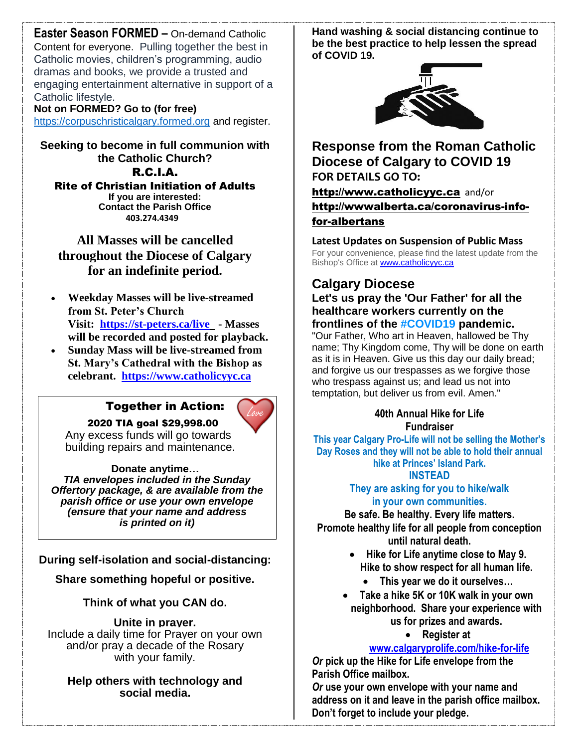**Easter Season FORMED –** On-demand Catholic Content for everyone. Pulling together the best in Catholic movies, children's programming, audio dramas and books, we provide a trusted and engaging entertainment alternative in support of a Catholic lifestyle.

**Not on FORMED? Go to (for free)**
https://corpuschristicalgary.formed.org and register.

**Seeking to become in full communion with the Catholic Church?**

**R.C.I.A.**

**Rite of Christian Initiation of Adults**

**If you are interested:**
**Contact the Parish Office**
**403.274.4349**

## All Masses will be cancelled throughout the Diocese of Calgary for an indefinite period.

- **Weekday Masses will be live-streamed from St. Peter's Church**
  **Visit: https://st-peters.ca/live - Masses will be recorded and posted for playback.**
- **Sunday Mass will be live-streamed from St. Mary's Cathedral with the Bishop as celebrant. https://www.catholicyyc.ca**

**Together in Action:**

**2020 TIA goal $29,998.00**
Any excess funds will go towards building repairs and maintenance.

**Donate anytime…**
***TIA envelopes included in the Sunday Offertory package, & are available from the parish office or use your own envelope (ensure that your name and address is printed on it)***

**During self-isolation and social-distancing:**

**Share something hopeful or positive.**

**Think of what you CAN do.**

**Unite in prayer.**
Include a daily time for Prayer on your own and/or pray a decade of the Rosary with your family.

**Help others with technology and social media.**

**Hand washing & social distancing continue to be the best practice to help lessen the spread of COVID 19.**

## Response from the Roman Catholic Diocese of Calgary to COVID 19

**FOR DETAILS GO TO:**
**http://www.catholicyyc.ca** and/or
**http://wwwalberta.ca/coronavirus-info-for-albertans**

**Latest Updates on Suspension of Public Mass**
For your convenience, please find the latest update from the Bishop's Office at www.catholicyyc.ca

## Calgary Diocese

**Let's us pray the 'Our Father' for all the healthcare workers currently on the frontlines of the #COVID19 pandemic.**
"Our Father, Who art in Heaven, hallowed be Thy name; Thy Kingdom come, Thy will be done on earth as it is in Heaven. Give us this day our daily bread; and forgive us our trespasses as we forgive those who trespass against us; and lead us not into temptation, but deliver us from evil. Amen."

**40th Annual Hike for Life Fundraiser**

**This year Calgary Pro-Life will not be selling the Mother's Day Roses and they will not be able to hold their annual hike at Princes' Island Park.**
**INSTEAD**
**They are asking for you to hike/walk in your own communities.**

**Be safe. Be healthy. Every life matters.**
**Promote healthy life for all people from conception until natural death.**

- **Hike for Life anytime close to May 9. Hike to show respect for all human life.**
  - **This year we do it ourselves…**
- **Take a hike 5K or 10K walk in your own neighborhood. Share your experience with us for prizes and awards.**
  - **Register at www.calgaryprolife.com/hike-for-life**

***Or* pick up the Hike for Life envelope from the Parish Office mailbox.**
***Or* use your own envelope with your name and address on it and leave in the parish office mailbox. Don't forget to include your pledge.**